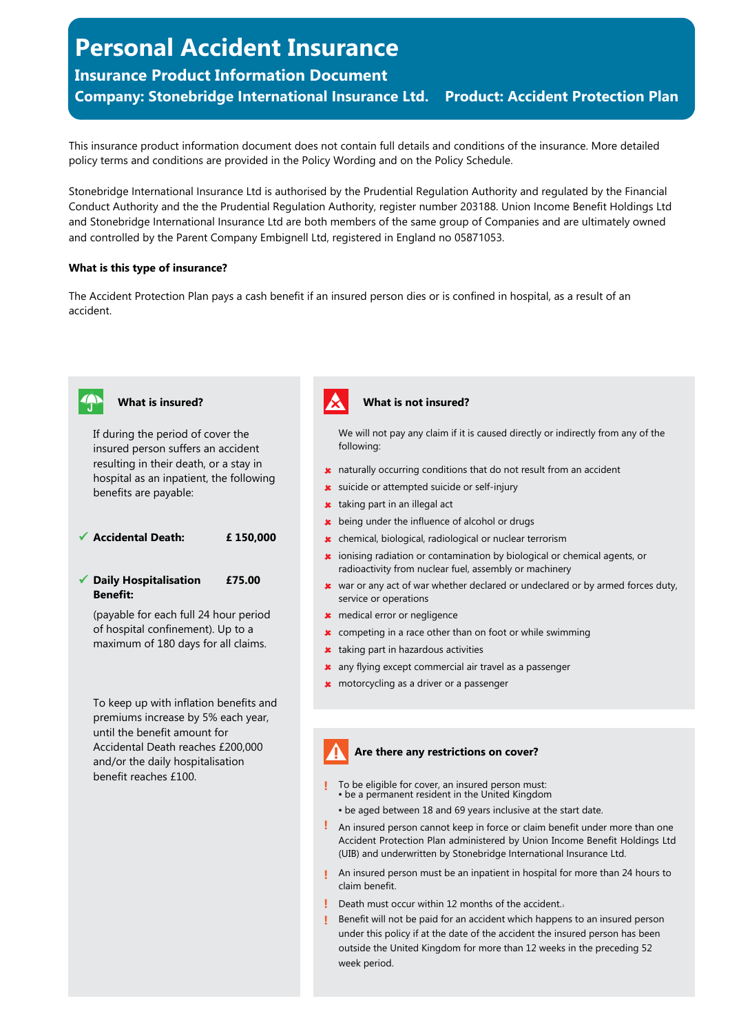# Personal Accident Insurance

## Insurance Product Information Document

**Company: Stonebridge International Insurance Ltd.    Product: Accident Protection Plan**

This insurance product information document does not contain full details and conditions of the insurance. More detailed policy terms and conditions are provided in the Policy Wording and on the Policy Schedule.

Stonebridge International Insurance Ltd is authorised by the Prudential Regulation Authority and regulated by the Financial Conduct Authority and the the Prudential Regulation Authority, register number 203188. Union Income Benefit Holdings Ltd and Stonebridge International Insurance Ltd are both members of the same group of Companies and are ultimately owned and controlled by the Parent Company Embignell Ltd, registered in England no 05871053.

**What is this type of insurance?**

The Accident Protection Plan pays a cash benefit if an insured person dies or is confined in hospital, as a result of an accident.

### What is insured?

If during the period of cover the insured person suffers an accident resulting in their death, or a stay in hospital as an inpatient, the following benefits are payable:

- ✓ **Accidental Death:** **£ 150,000**
- ✓ **Daily Hospitalisation Benefit:** **£75.00**

  (payable for each full 24 hour period of hospital confinement). Up to a maximum of 180 days for all claims.

To keep up with inflation benefits and premiums increase by 5% each year, until the benefit amount for Accidental Death reaches £200,000 and/or the daily hospitalisation benefit reaches £100.

### What is not insured?

We will not pay any claim if it is caused directly or indirectly from any of the following:

- ✘ naturally occurring conditions that do not result from an accident
- ✘ suicide or attempted suicide or self-injury
- ✘ taking part in an illegal act
- ✘ being under the influence of alcohol or drugs
- ✘ chemical, biological, radiological or nuclear terrorism
- ✘ ionising radiation or contamination by biological or chemical agents, or radioactivity from nuclear fuel, assembly or machinery
- ✘ war or any act of war whether declared or undeclared or by armed forces duty, service or operations
- ✘ medical error or negligence
- ✘ competing in a race other than on foot or while swimming
- ✘ taking part in hazardous activities
- ✘ any flying except commercial air travel as a passenger
- ✘ motorcycling as a driver or a passenger

### Are there any restrictions on cover?

- ! To be eligible for cover, an insured person must:
  - be a permanent resident in the United Kingdom
  - be aged between 18 and 69 years inclusive at the start date.
- ! An insured person cannot keep in force or claim benefit under more than one Accident Protection Plan administered by Union Income Benefit Holdings Ltd (UIB) and underwritten by Stonebridge International Insurance Ltd.
- ! An insured person must be an inpatient in hospital for more than 24 hours to claim benefit.
- ! Death must occur within 12 months of the accident.
- ! Benefit will not be paid for an accident which happens to an insured person under this policy if at the date of the accident the insured person has been outside the United Kingdom for more than 12 weeks in the preceding 52 week period.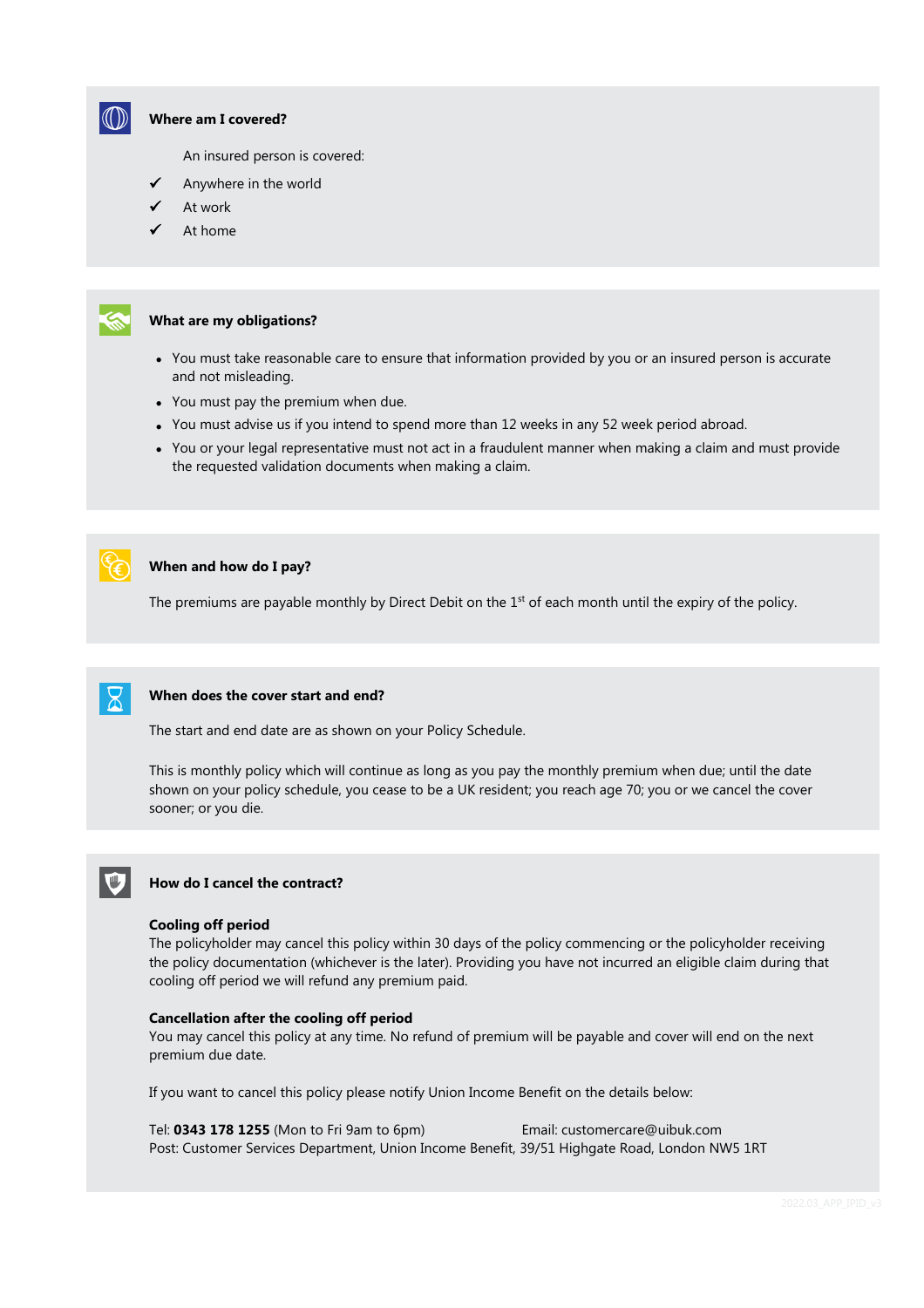## Where am I covered?

An insured person is covered:

- ✓ Anywhere in the world
- ✓ At work
- ✓ At home

## What are my obligations?

- You must take reasonable care to ensure that information provided by you or an insured person is accurate and not misleading.
- You must pay the premium when due.
- You must advise us if you intend to spend more than 12 weeks in any 52 week period abroad.
- You or your legal representative must not act in a fraudulent manner when making a claim and must provide the requested validation documents when making a claim.

## When and how do I pay?

The premiums are payable monthly by Direct Debit on the 1st of each month until the expiry of the policy.

## When does the cover start and end?

The start and end date are as shown on your Policy Schedule.

This is monthly policy which will continue as long as you pay the monthly premium when due; until the date shown on your policy schedule, you cease to be a UK resident; you reach age 70; you or we cancel the cover sooner; or you die.

## How do I cancel the contract?

**Cooling off period**
The policyholder may cancel this policy within 30 days of the policy commencing or the policyholder receiving the policy documentation (whichever is the later). Providing you have not incurred an eligible claim during that cooling off period we will refund any premium paid.

**Cancellation after the cooling off period**
You may cancel this policy at any time. No refund of premium will be payable and cover will end on the next premium due date.

If you want to cancel this policy please notify Union Income Benefit on the details below:

Tel: **0343 178 1255** (Mon to Fri 9am to 6pm) Email: customercare@uibuk.com
Post: Customer Services Department, Union Income Benefit, 39/51 Highgate Road, London NW5 1RT